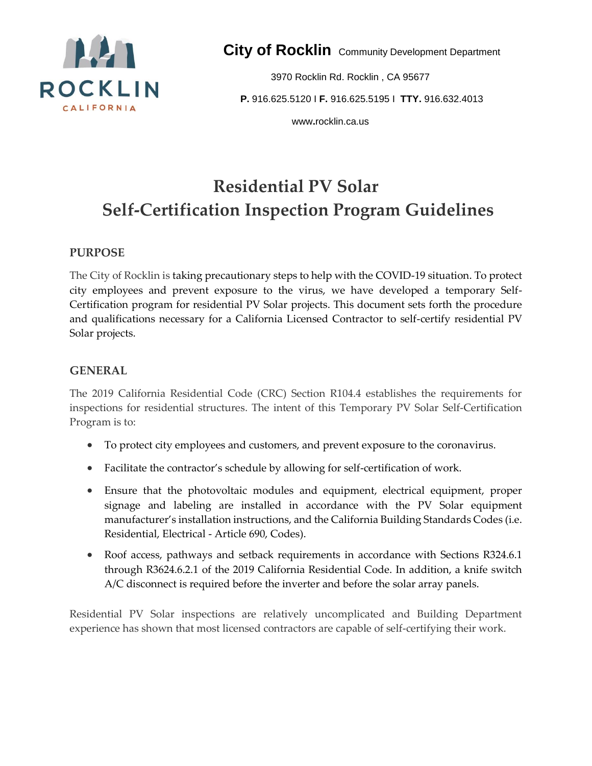**City of Rocklin** Community Development Department

3970 Rocklin Rd. Rocklin , CA 95677

**P.** 916.625.5120 I **F.** 916.625.5195 I **TTY.** 916.632.4013

www.rocklin.ca.us

# Residential PV Solar
# Self-Certification Inspection Program Guidelines

## PURPOSE

The City of Rocklin is taking precautionary steps to help with the COVID-19 situation. To protect city employees and prevent exposure to the virus, we have developed a temporary Self-Certification program for residential PV Solar projects. This document sets forth the procedure and qualifications necessary for a California Licensed Contractor to self-certify residential PV Solar projects.

## GENERAL

The 2019 California Residential Code (CRC) Section R104.4 establishes the requirements for inspections for residential structures. The intent of this Temporary PV Solar Self-Certification Program is to:

- To protect city employees and customers, and prevent exposure to the coronavirus.
- Facilitate the contractor's schedule by allowing for self-certification of work.
- Ensure that the photovoltaic modules and equipment, electrical equipment, proper signage and labeling are installed in accordance with the PV Solar equipment manufacturer's installation instructions, and the California Building Standards Codes (i.e. Residential, Electrical - Article 690, Codes).
- Roof access, pathways and setback requirements in accordance with Sections R324.6.1 through R3624.6.2.1 of the 2019 California Residential Code. In addition, a knife switch A/C disconnect is required before the inverter and before the solar array panels.

Residential PV Solar inspections are relatively uncomplicated and Building Department experience has shown that most licensed contractors are capable of self-certifying their work.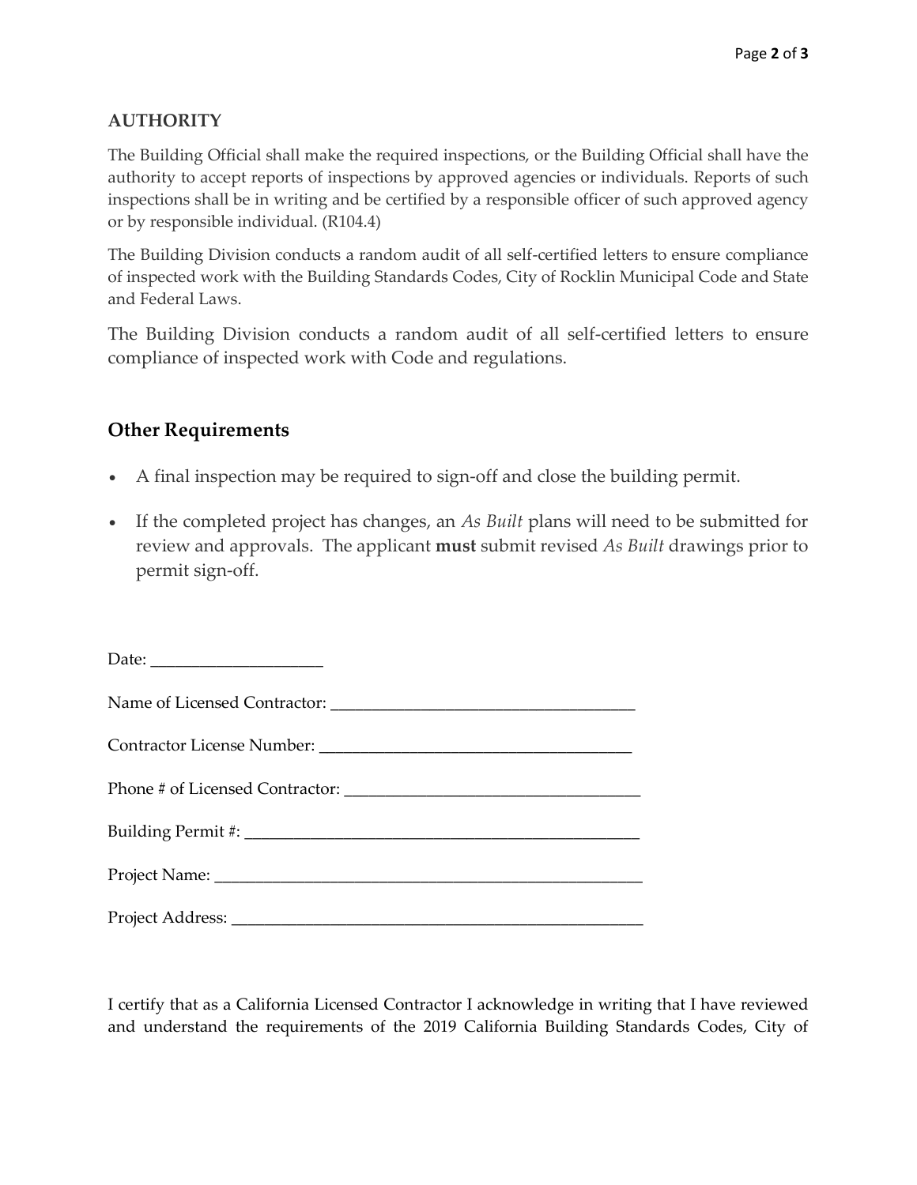## AUTHORITY

The Building Official shall make the required inspections, or the Building Official shall have the authority to accept reports of inspections by approved agencies or individuals. Reports of such inspections shall be in writing and be certified by a responsible officer of such approved agency or by responsible individual. (R104.4)

The Building Division conducts a random audit of all self-certified letters to ensure compliance of inspected work with the Building Standards Codes, City of Rocklin Municipal Code and State and Federal Laws.

The Building Division conducts a random audit of all self-certified letters to ensure compliance of inspected work with Code and regulations.

## Other Requirements

- A final inspection may be required to sign-off and close the building permit.
- If the completed project has changes, an *As Built* plans will need to be submitted for review and approvals. The applicant **must** submit revised *As Built* drawings prior to permit sign-off.

Date: ____________________

Name of Licensed Contractor: ____________________________________

Contractor License Number: _____________________________________

Phone # of Licensed Contractor: __________________________________

Building Permit #: ______________________________________________

Project Name: _________________________________________________

Project Address: _______________________________________________

I certify that as a California Licensed Contractor I acknowledge in writing that I have reviewed and understand the requirements of the 2019 California Building Standards Codes, City of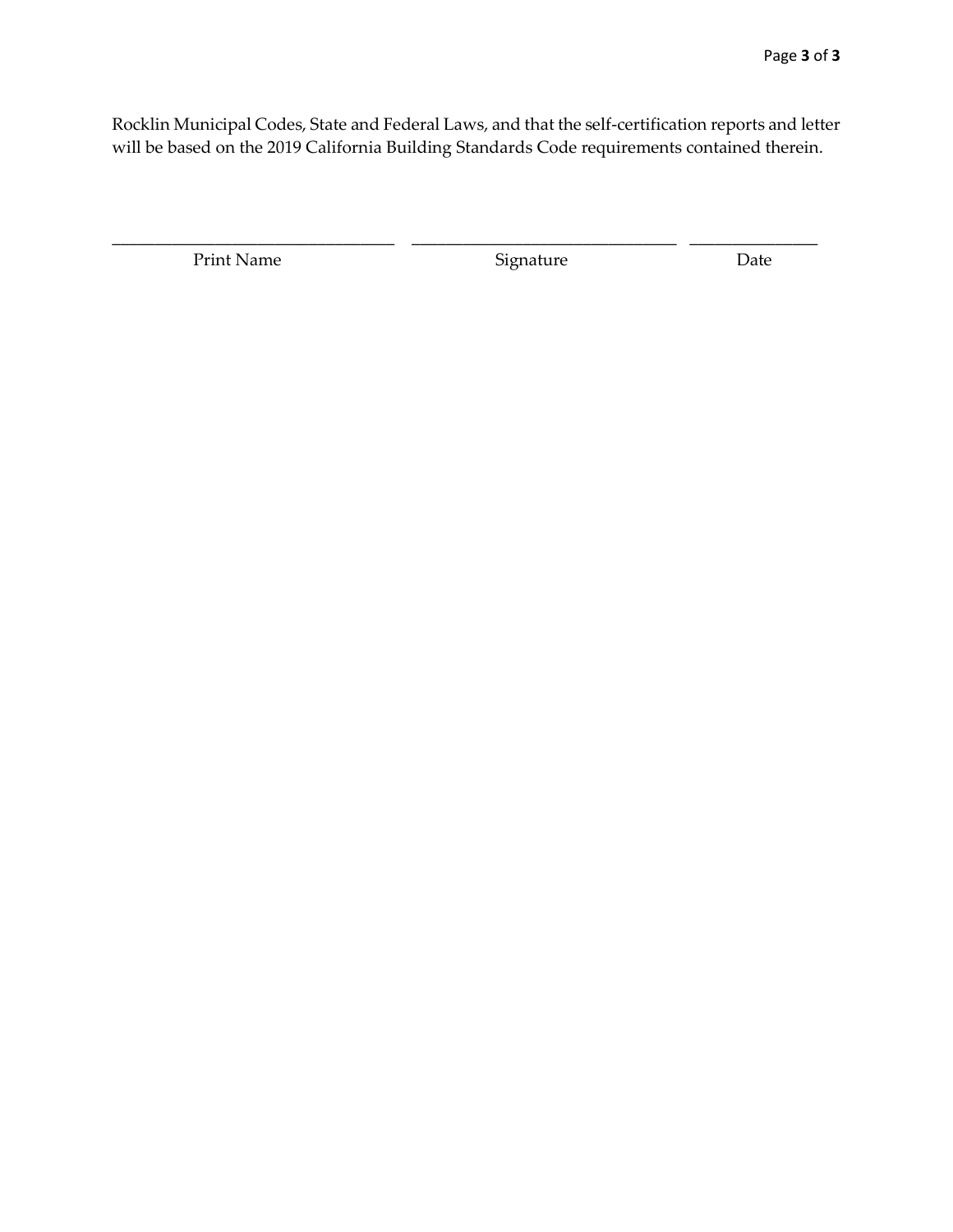Rocklin Municipal Codes, State and Federal Laws, and that the self-certification reports and letter will be based on the 2019 California Building Standards Code requirements contained therein.

| | | |
|---|---|---|
| ______________________________ | ______________________________ | ______________ |
| Print Name | Signature | Date |